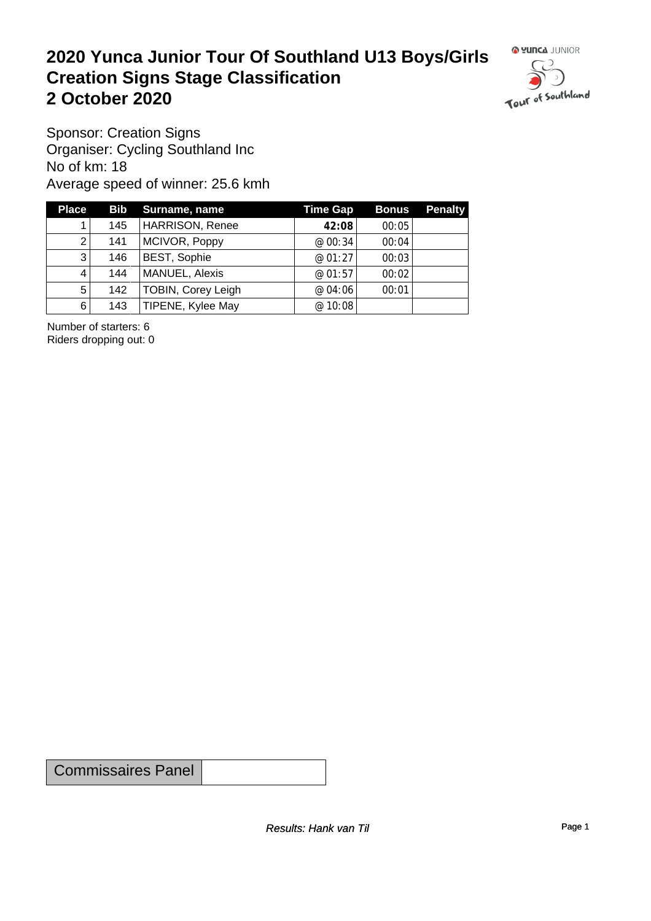# 2020 Yunca Junior Tour Of Southland U13 Boys/Girls
# Creation Signs Stage Classification
# 2 October 2020

Sponsor: Creation Signs
Organiser: Cycling Southland Inc
No of km: 18
Average speed of winner: 25.6 kmh

| Place | Bib | Surname, name | Time Gap | Bonus | Penalty |
|---|---|---|---|---|---|
| 1 | 145 | HARRISON, Renee | **42:08** | 00:05 | |
| 2 | 141 | MCIVOR, Poppy | @ 00:34 | 00:04 | |
| 3 | 146 | BEST, Sophie | @ 01:27 | 00:03 | |
| 4 | 144 | MANUEL, Alexis | @ 01:57 | 00:02 | |
| 5 | 142 | TOBIN, Corey Leigh | @ 04:06 | 00:01 | |
| 6 | 143 | TIPENE, Kylee May | @ 10:08 | | |

Number of starters: 6
Riders dropping out: 0

| Commissaires Panel | |
|---|---|

*Results: Hank van Til*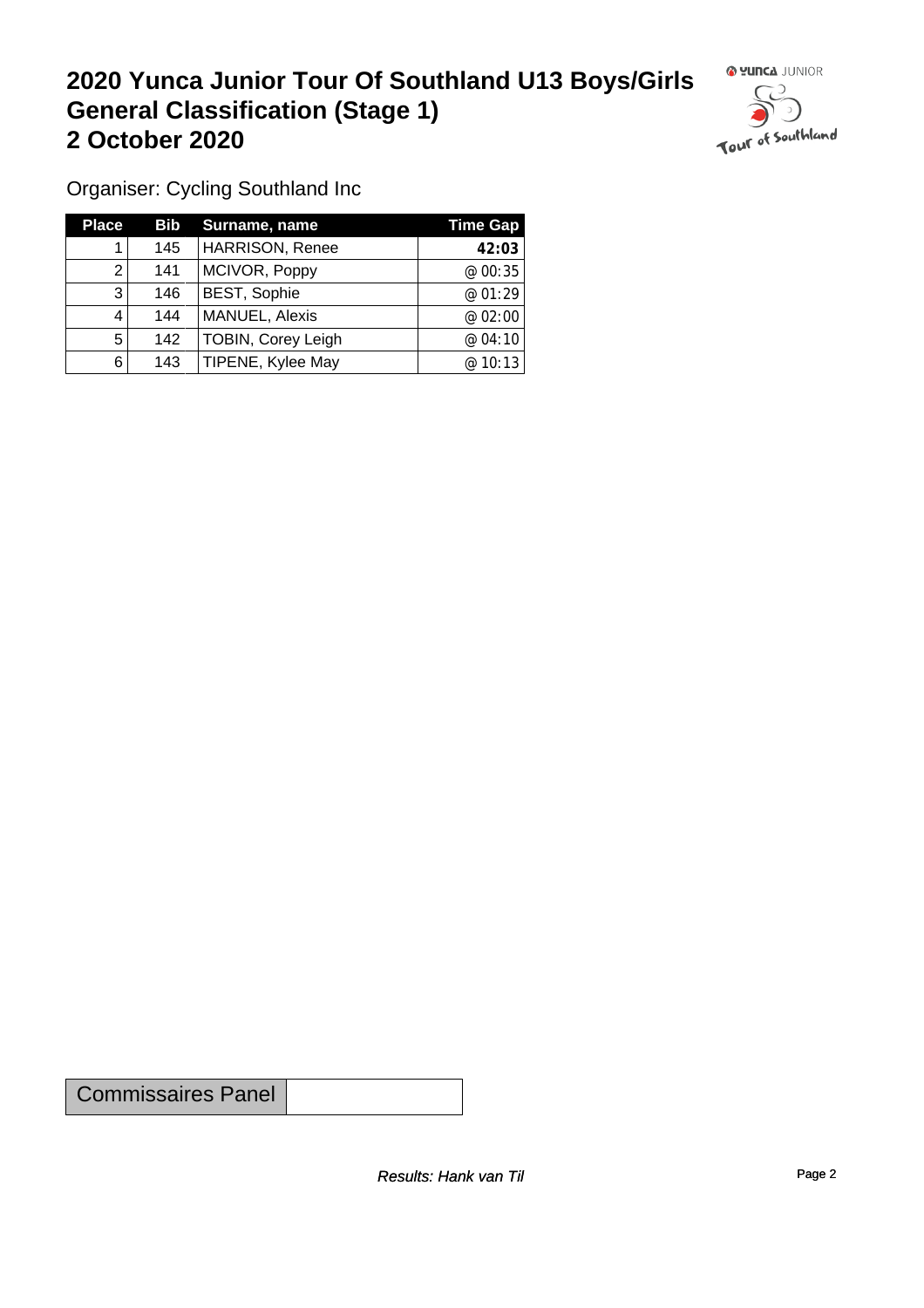# 2020 Yunca Junior Tour Of Southland U13 Boys/Girls General Classification (Stage 1)
# 2 October 2020

Organiser: Cycling Southland Inc

| Place | Bib | Surname, name | Time Gap |
|---|---|---|---|
| 1 | 145 | HARRISON, Renee | **42:03** |
| 2 | 141 | MCIVOR, Poppy | @ 00:35 |
| 3 | 146 | BEST, Sophie | @ 01:29 |
| 4 | 144 | MANUEL, Alexis | @ 02:00 |
| 5 | 142 | TOBIN, Corey Leigh | @ 04:10 |
| 6 | 143 | TIPENE, Kylee May | @ 10:13 |

| Commissaires Panel | |
|---|---|

*Results: Hank van Til*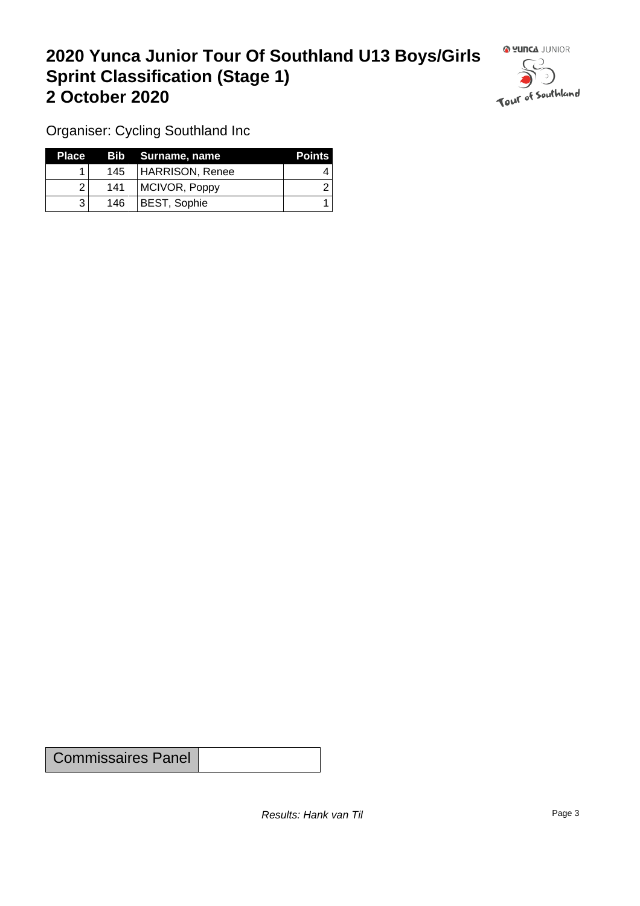# 2020 Yunca Junior Tour Of Southland U13 Boys/Girls
# Sprint Classification (Stage 1)
# 2 October 2020

Organiser: Cycling Southland Inc

| Place | Bib | Surname, name | Points |
|---|---|---|---|
| 1 | 145 | HARRISON, Renee | 4 |
| 2 | 141 | MCIVOR, Poppy | 2 |
| 3 | 146 | BEST, Sophie | 1 |

| Commissaires Panel | |
|---|---|

*Results: Hank van Til*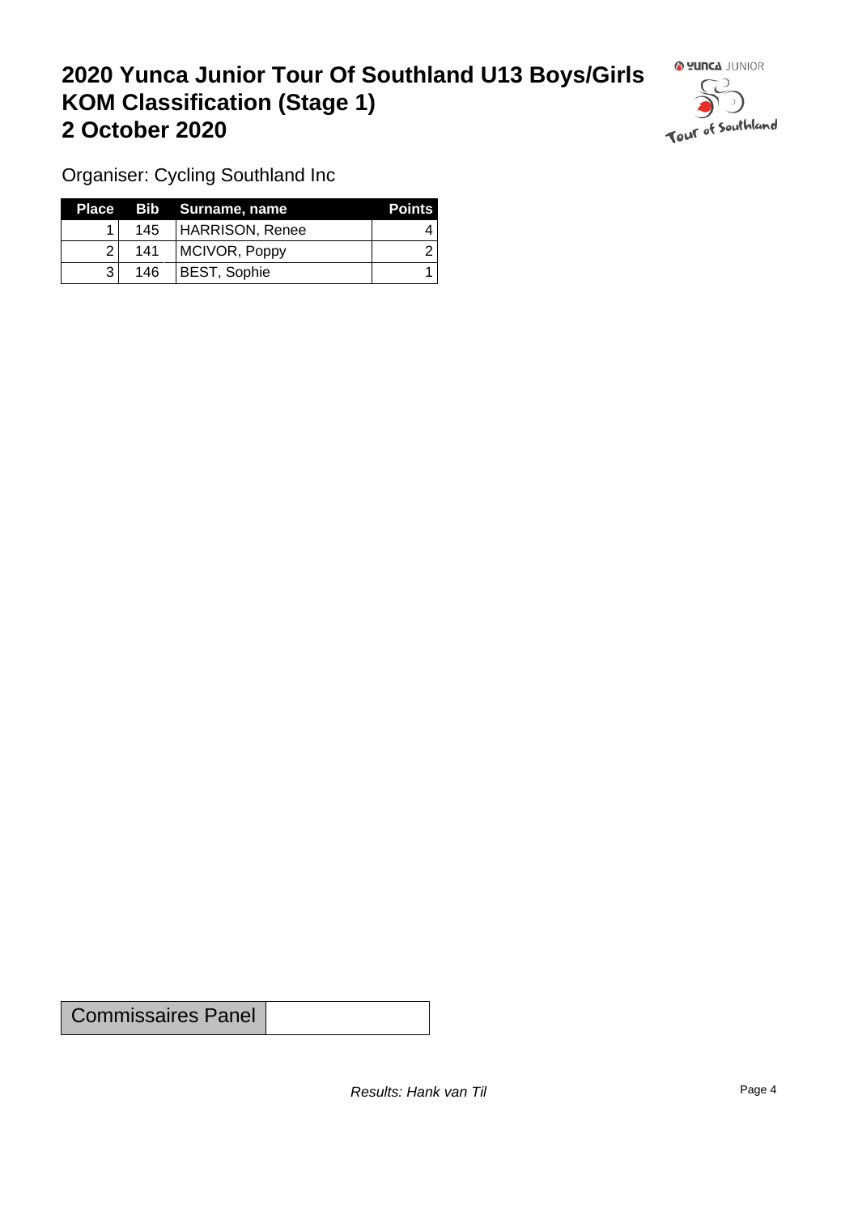# 2020 Yunca Junior Tour Of Southland U13 Boys/Girls KOM Classification (Stage 1) 2 October 2020

Organiser: Cycling Southland Inc

| Place | Bib | Surname, name | Points |
|---|---|---|---|
| 1 | 145 | HARRISON, Renee | 4 |
| 2 | 141 | MCIVOR, Poppy | 2 |
| 3 | 146 | BEST, Sophie | 1 |

| Commissaires Panel | |
|---|---|

*Results: Hank van Til*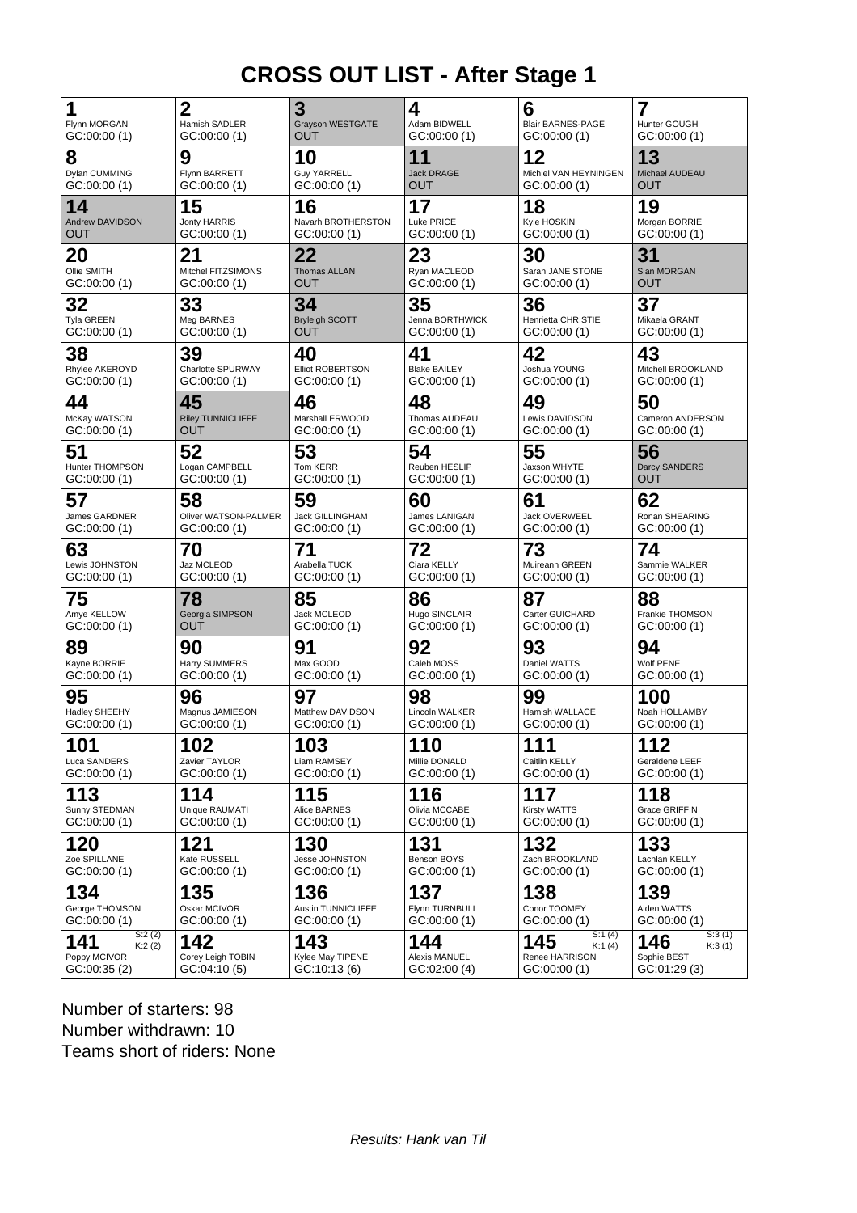# CROSS OUT LIST - After Stage 1

| | | | | | |
|---|---|---|---|---|---|
| **1** Flynn MORGAN GC:00:00 (1) | **2** Hamish SADLER GC:00:00 (1) | **3** Grayson WESTGATE OUT | **4** Adam BIDWELL GC:00:00 (1) | **6** Blair BARNES-PAGE GC:00:00 (1) | **7** Hunter GOUGH GC:00:00 (1) |
| **8** Dylan CUMMING GC:00:00 (1) | **9** Flynn BARRETT GC:00:00 (1) | **10** Guy YARRELL GC:00:00 (1) | **11** Jack DRAGE OUT | **12** Michiel VAN HEYNINGEN GC:00:00 (1) | **13** Michael AUDEAU OUT |
| **14** Andrew DAVIDSON OUT | **15** Jonty HARRIS GC:00:00 (1) | **16** Navarh BROTHERSTON GC:00:00 (1) | **17** Luke PRICE GC:00:00 (1) | **18** Kyle HOSKIN GC:00:00 (1) | **19** Morgan BORRIE GC:00:00 (1) |
| **20** Ollie SMITH GC:00:00 (1) | **21** Mitchel FITZSIMONS GC:00:00 (1) | **22** Thomas ALLAN OUT | **23** Ryan MACLEOD GC:00:00 (1) | **30** Sarah JANE STONE GC:00:00 (1) | **31** Sian MORGAN OUT |
| **32** Tyla GREEN GC:00:00 (1) | **33** Meg BARNES GC:00:00 (1) | **34** Bryleigh SCOTT OUT | **35** Jenna BORTHWICK GC:00:00 (1) | **36** Henrietta CHRISTIE GC:00:00 (1) | **37** Mikaela GRANT GC:00:00 (1) |
| **38** Rhylee AKEROYD GC:00:00 (1) | **39** Charlotte SPURWAY GC:00:00 (1) | **40** Elliot ROBERTSON GC:00:00 (1) | **41** Blake BAILEY GC:00:00 (1) | **42** Joshua YOUNG GC:00:00 (1) | **43** Mitchell BROOKLAND GC:00:00 (1) |
| **44** McKay WATSON GC:00:00 (1) | **45** Riley TUNNICLIFFE OUT | **46** Marshall ERWOOD GC:00:00 (1) | **48** Thomas AUDEAU GC:00:00 (1) | **49** Lewis DAVIDSON GC:00:00 (1) | **50** Cameron ANDERSON GC:00:00 (1) |
| **51** Hunter THOMPSON GC:00:00 (1) | **52** Logan CAMPBELL GC:00:00 (1) | **53** Tom KERR GC:00:00 (1) | **54** Reuben HESLIP GC:00:00 (1) | **55** Jaxson WHYTE GC:00:00 (1) | **56** Darcy SANDERS OUT |
| **57** James GARDNER GC:00:00 (1) | **58** Oliver WATSON-PALMER GC:00:00 (1) | **59** Jack GILLINGHAM GC:00:00 (1) | **60** James LANIGAN GC:00:00 (1) | **61** Jack OVERWEEL GC:00:00 (1) | **62** Ronan SHEARING GC:00:00 (1) |
| **63** Lewis JOHNSTON GC:00:00 (1) | **70** Jaz MCLEOD GC:00:00 (1) | **71** Arabella TUCK GC:00:00 (1) | **72** Ciara KELLY GC:00:00 (1) | **73** Muireann GREEN GC:00:00 (1) | **74** Sammie WALKER GC:00:00 (1) |
| **75** Amye KELLOW GC:00:00 (1) | **78** Georgia SIMPSON OUT | **85** Jack MCLEOD GC:00:00 (1) | **86** Hugo SINCLAIR GC:00:00 (1) | **87** Carter GUICHARD GC:00:00 (1) | **88** Frankie THOMSON GC:00:00 (1) |
| **89** Kayne BORRIE GC:00:00 (1) | **90** Harry SUMMERS GC:00:00 (1) | **91** Max GOOD GC:00:00 (1) | **92** Caleb MOSS GC:00:00 (1) | **93** Daniel WATTS GC:00:00 (1) | **94** Wolf PENE GC:00:00 (1) |
| **95** Hadley SHEEHY GC:00:00 (1) | **96** Magnus JAMIESON GC:00:00 (1) | **97** Matthew DAVIDSON GC:00:00 (1) | **98** Lincoln WALKER GC:00:00 (1) | **99** Hamish WALLACE GC:00:00 (1) | **100** Noah HOLLAMBY GC:00:00 (1) |
| **101** Luca SANDERS GC:00:00 (1) | **102** Zavier TAYLOR GC:00:00 (1) | **103** Liam RAMSEY GC:00:00 (1) | **110** Millie DONALD GC:00:00 (1) | **111** Caitlin KELLY GC:00:00 (1) | **112** Geraldene LEEF GC:00:00 (1) |
| **113** Sunny STEDMAN GC:00:00 (1) | **114** Unique RAUMATI GC:00:00 (1) | **115** Alice BARNES GC:00:00 (1) | **116** Olivia MCCABE GC:00:00 (1) | **117** Kirsty WATTS GC:00:00 (1) | **118** Grace GRIFFIN GC:00:00 (1) |
| **120** Zoe SPILLANE GC:00:00 (1) | **121** Kate RUSSELL GC:00:00 (1) | **130** Jesse JOHNSTON GC:00:00 (1) | **131** Benson BOYS GC:00:00 (1) | **132** Zach BROOKLAND GC:00:00 (1) | **133** Lachlan KELLY GC:00:00 (1) |
| **134** George THOMSON GC:00:00 (1) | **135** Oskar MCIVOR GC:00:00 (1) | **136** Austin TUNNICLIFFE GC:00:00 (1) | **137** Flynn TURNBULL GC:00:00 (1) | **138** Conor TOOMEY GC:00:00 (1) | **139** Aiden WATTS GC:00:00 (1) |
| **141** S:2 (2) K:2 (2) Poppy MCIVOR GC:00:35 (2) | **142** Corey Leigh TOBIN GC:04:10 (5) | **143** Kylee May TIPENE GC:10:13 (6) | **144** Alexis MANUEL GC:02:00 (4) | **145** S:1 (4) K:1 (4) Renee HARRISON GC:00:00 (1) | **146** S:3 (1) K:3 (1) Sophie BEST GC:01:29 (3) |

Number of starters: 98
Number withdrawn: 10
Teams short of riders: None

*Results: Hank van Til*